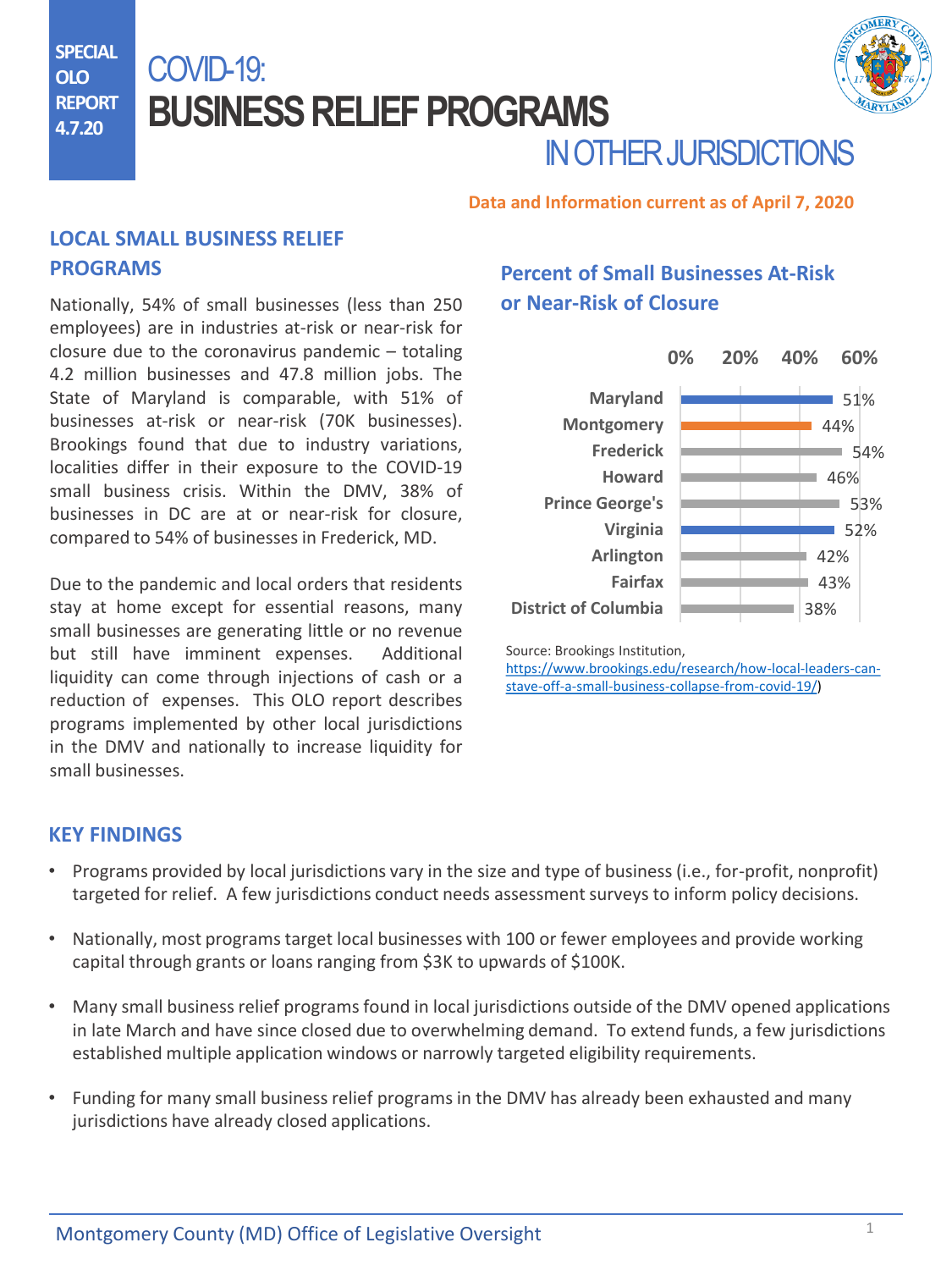SPECIAL OLO REPORT 4.7.20

# COVID-19: BUSINESS RELIEF PROGRAMS IN OTHER JURISDICTIONS

Data and Information current as of April 7, 2020

## LOCAL SMALL BUSINESS RELIEF PROGRAMS

Nationally, 54% of small businesses (less than 250 employees) are in industries at-risk or near-risk for closure due to the coronavirus pandemic – totaling 4.2 million businesses and 47.8 million jobs. The State of Maryland is comparable, with 51% of businesses at-risk or near-risk (70K businesses). Brookings found that due to industry variations, localities differ in their exposure to the COVID-19 small business crisis. Within the DMV, 38% of businesses in DC are at or near-risk for closure, compared to 54% of businesses in Frederick, MD.

Due to the pandemic and local orders that residents stay at home except for essential reasons, many small businesses are generating little or no revenue but still have imminent expenses. Additional liquidity can come through injections of cash or a reduction of expenses. This OLO report describes programs implemented by other local jurisdictions in the DMV and nationally to increase liquidity for small businesses.

### Percent of Small Businesses At-Risk or Near-Risk of Closure

| Jurisdiction | Percent |
|---|---|
| Maryland | 51% |
| Montgomery | 44% |
| Frederick | 54% |
| Howard | 46% |
| Prince George's | 53% |
| Virginia | 52% |
| Arlington | 42% |
| Fairfax | 43% |
| District of Columbia | 38% |

Source: Brookings Institution, https://www.brookings.edu/research/how-local-leaders-can-stave-off-a-small-business-collapse-from-covid-19/)

## KEY FINDINGS

- Programs provided by local jurisdictions vary in the size and type of business (i.e., for-profit, nonprofit) targeted for relief. A few jurisdictions conduct needs assessment surveys to inform policy decisions.
- Nationally, most programs target local businesses with 100 or fewer employees and provide working capital through grants or loans ranging from $3K to upwards of $100K.
- Many small business relief programs found in local jurisdictions outside of the DMV opened applications in late March and have since closed due to overwhelming demand. To extend funds, a few jurisdictions established multiple application windows or narrowly targeted eligibility requirements.
- Funding for many small business relief programs in the DMV has already been exhausted and many jurisdictions have already closed applications.

Montgomery County (MD) Office of Legislative Oversight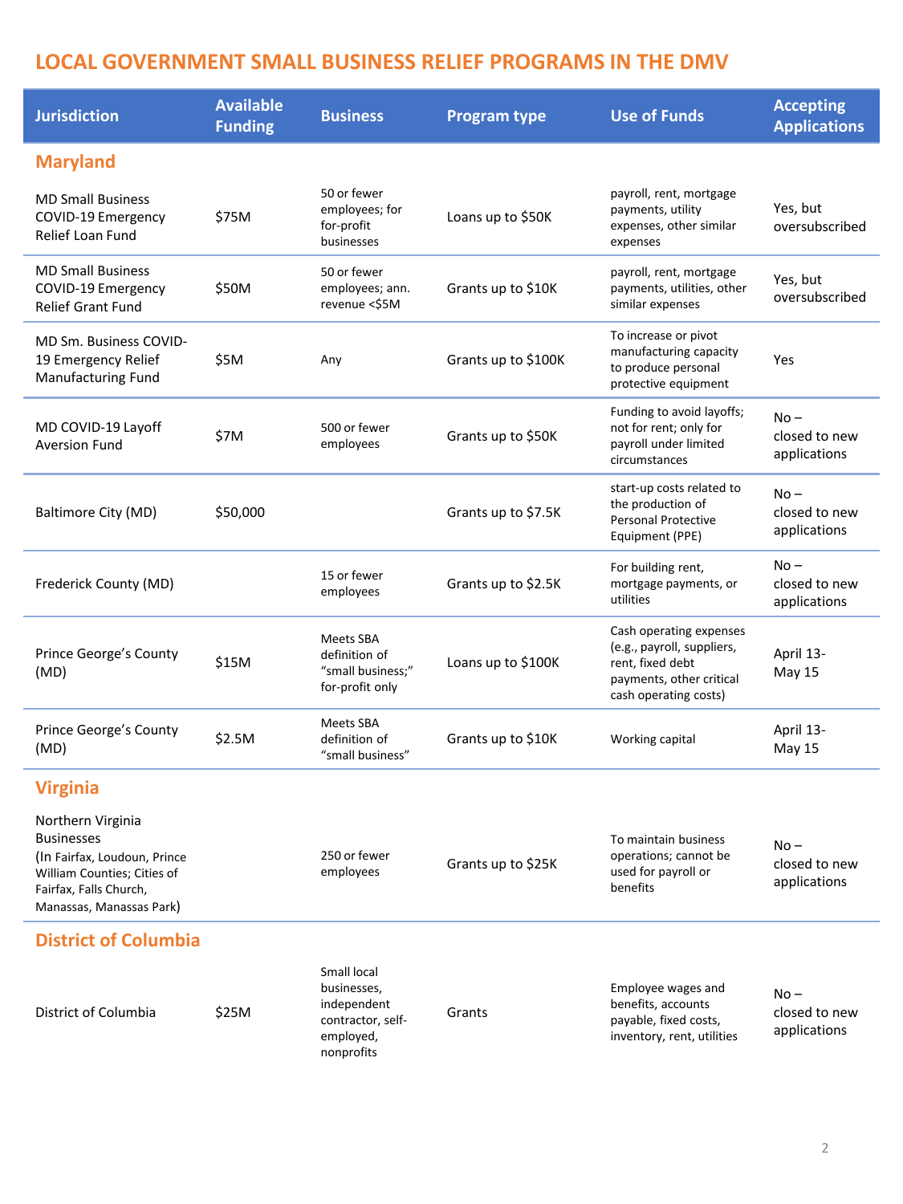# LOCAL GOVERNMENT SMALL BUSINESS RELIEF PROGRAMS IN THE DMV

| Jurisdiction | Available Funding | Business | Program type | Use of Funds | Accepting Applications |
|---|---|---|---|---|---|
| **Maryland** | | | | | |
| MD Small Business COVID-19 Emergency Relief Loan Fund | $75M | 50 or fewer employees; for for-profit businesses | Loans up to $50K | payroll, rent, mortgage payments, utility expenses, other similar expenses | Yes, but oversubscribed |
| MD Small Business COVID-19 Emergency Relief Grant Fund | $50M | 50 or fewer employees; ann. revenue <$5M | Grants up to $10K | payroll, rent, mortgage payments, utilities, other similar expenses | Yes, but oversubscribed |
| MD Sm. Business COVID-19 Emergency Relief Manufacturing Fund | $5M | Any | Grants up to $100K | To increase or pivot manufacturing capacity to produce personal protective equipment | Yes |
| MD COVID-19 Layoff Aversion Fund | $7M | 500 or fewer employees | Grants up to $50K | Funding to avoid layoffs; not for rent; only for payroll under limited circumstances | No – closed to new applications |
| Baltimore City (MD) | $50,000 | | Grants up to $7.5K | start-up costs related to the production of Personal Protective Equipment (PPE) | No – closed to new applications |
| Frederick County (MD) | | 15 or fewer employees | Grants up to $2.5K | For building rent, mortgage payments, or utilities | No – closed to new applications |
| Prince George's County (MD) | $15M | Meets SBA definition of "small business;" for-profit only | Loans up to $100K | Cash operating expenses (e.g., payroll, suppliers, rent, fixed debt payments, other critical cash operating costs) | April 13-May 15 |
| Prince George's County (MD) | $2.5M | Meets SBA definition of "small business" | Grants up to $10K | Working capital | April 13-May 15 |
| **Virginia** | | | | | |
| Northern Virginia Businesses (In Fairfax, Loudoun, Prince William Counties; Cities of Fairfax, Falls Church, Manassas, Manassas Park) | | 250 or fewer employees | Grants up to $25K | To maintain business operations; cannot be used for payroll or benefits | No – closed to new applications |
| **District of Columbia** | | | | | |
| District of Columbia | $25M | Small local businesses, independent contractor, self-employed, nonprofits | Grants | Employee wages and benefits, accounts payable, fixed costs, inventory, rent, utilities | No – closed to new applications |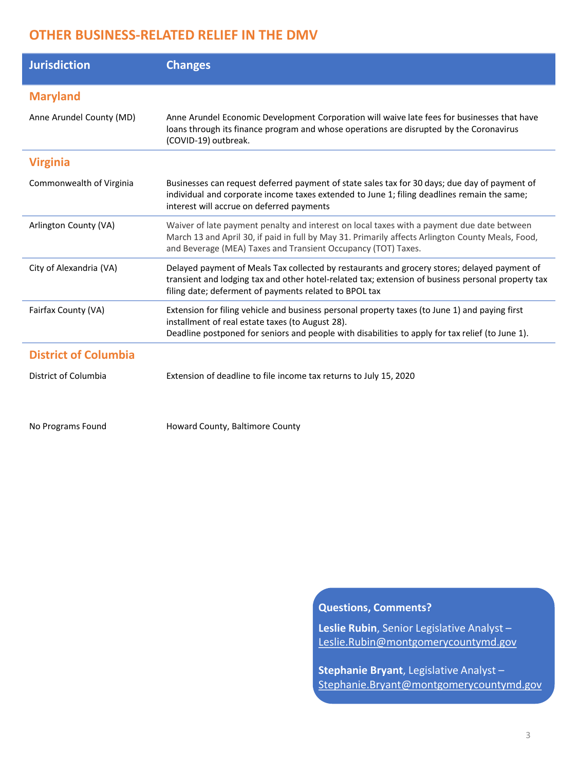## OTHER BUSINESS-RELATED RELIEF IN THE DMV

| Jurisdiction | Changes |
|---|---|
| **Maryland** | |
| Anne Arundel County (MD) | Anne Arundel Economic Development Corporation will waive late fees for businesses that have loans through its finance program and whose operations are disrupted by the Coronavirus (COVID-19) outbreak. |
| **Virginia** | |
| Commonwealth of Virginia | Businesses can request deferred payment of state sales tax for 30 days; due day of payment of individual and corporate income taxes extended to June 1; filing deadlines remain the same; interest will accrue on deferred payments |
| Arlington County (VA) | Waiver of late payment penalty and interest on local taxes with a payment due date between March 13 and April 30, if paid in full by May 31. Primarily affects Arlington County Meals, Food, and Beverage (MEA) Taxes and Transient Occupancy (TOT) Taxes. |
| City of Alexandria (VA) | Delayed payment of Meals Tax collected by restaurants and grocery stores; delayed payment of transient and lodging tax and other hotel-related tax; extension of business personal property tax filing date; deferment of payments related to BPOL tax |
| Fairfax County (VA) | Extension for filing vehicle and business personal property taxes (to June 1) and paying first installment of real estate taxes (to August 28). Deadline postponed for seniors and people with disabilities to apply for tax relief (to June 1). |
| **District of Columbia** | |
| District of Columbia | Extension of deadline to file income tax returns to July 15, 2020 |
| No Programs Found | Howard County, Baltimore County |

**Questions, Comments?**

**Leslie Rubin**, Senior Legislative Analyst – Leslie.Rubin@montgomerycountymd.gov

**Stephanie Bryant**, Legislative Analyst – Stephanie.Bryant@montgomerycountymd.gov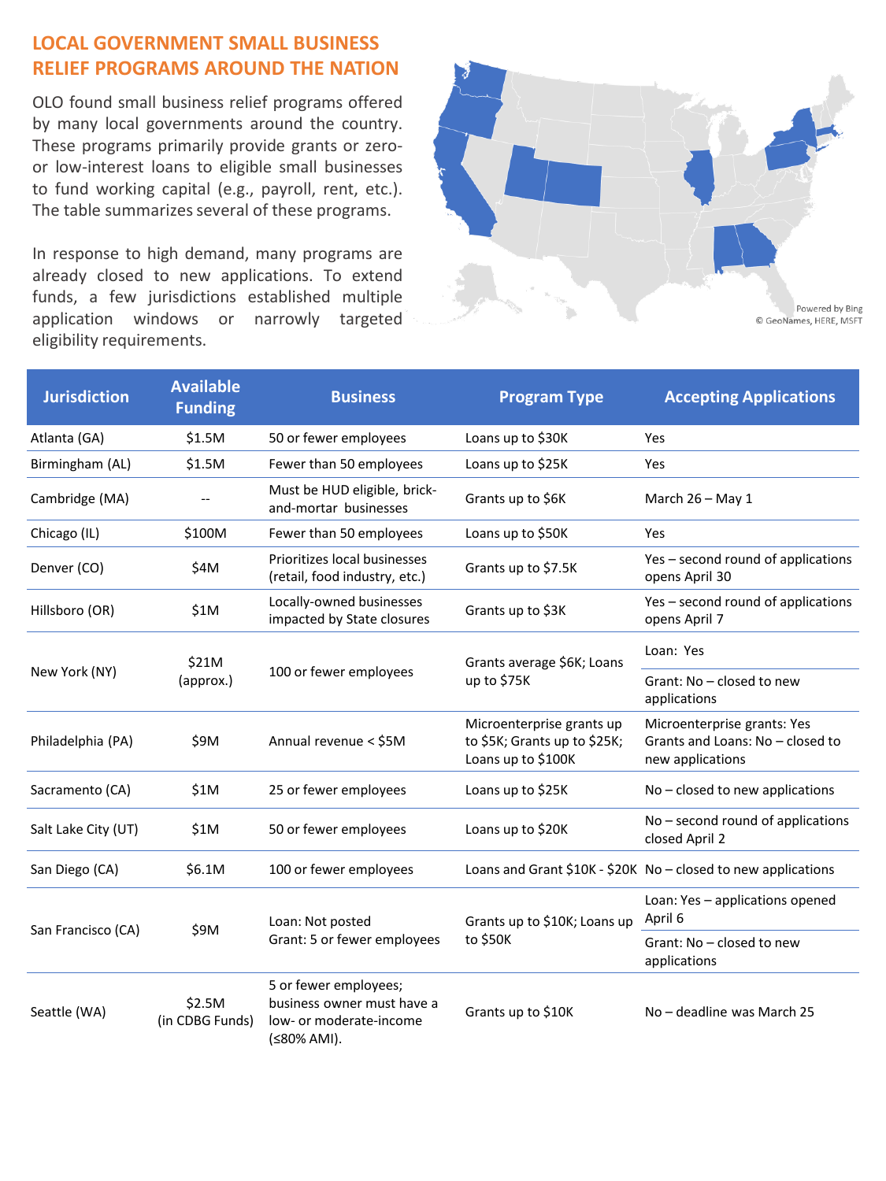## LOCAL GOVERNMENT SMALL BUSINESS RELIEF PROGRAMS AROUND THE NATION

OLO found small business relief programs offered by many local governments around the country. These programs primarily provide grants or zero- or low-interest loans to eligible small businesses to fund working capital (e.g., payroll, rent, etc.). The table summarizes several of these programs.

In response to high demand, many programs are already closed to new applications. To extend funds, a few jurisdictions established multiple application windows or narrowly targeted eligibility requirements.

Powered by Bing
© GeoNames, HERE, MSFT

| Jurisdiction | Available Funding | Business | Program Type | Accepting Applications |
|---|---|---|---|---|
| Atlanta (GA) | \$1.5M | 50 or fewer employees | Loans up to \$30K | Yes |
| Birmingham (AL) | \$1.5M | Fewer than 50 employees | Loans up to \$25K | Yes |
| Cambridge (MA) | -- | Must be HUD eligible, brick-and-mortar businesses | Grants up to \$6K | March 26 – May 1 |
| Chicago (IL) | \$100M | Fewer than 50 employees | Loans up to \$50K | Yes |
| Denver (CO) | \$4M | Prioritizes local businesses (retail, food industry, etc.) | Grants up to \$7.5K | Yes – second round of applications opens April 30 |
| Hillsboro (OR) | \$1M | Locally-owned businesses impacted by State closures | Grants up to \$3K | Yes – second round of applications opens April 7 |
| New York (NY) | \$21M (approx.) | 100 or fewer employees | Grants average \$6K; Loans up to \$75K | Loan: Yes<br>Grant: No – closed to new applications |
| Philadelphia (PA) | \$9M | Annual revenue < \$5M | Microenterprise grants up to \$5K; Grants up to \$25K; Loans up to \$100K | Microenterprise grants: Yes<br>Grants and Loans: No – closed to new applications |
| Sacramento (CA) | \$1M | 25 or fewer employees | Loans up to \$25K | No – closed to new applications |
| Salt Lake City (UT) | \$1M | 50 or fewer employees | Loans up to \$20K | No – second round of applications closed April 2 |
| San Diego (CA) | \$6.1M | 100 or fewer employees | Loans and Grant \$10K - \$20K | No – closed to new applications |
| San Francisco (CA) | \$9M | Loan: Not posted<br>Grant: 5 or fewer employees | Grants up to \$10K; Loans up to \$50K | Loan: Yes – applications opened April 6<br>Grant: No – closed to new applications |
| Seattle (WA) | \$2.5M (in CDBG Funds) | 5 or fewer employees; business owner must have a low- or moderate-income (≤80% AMI). | Grants up to \$10K | No – deadline was March 25 |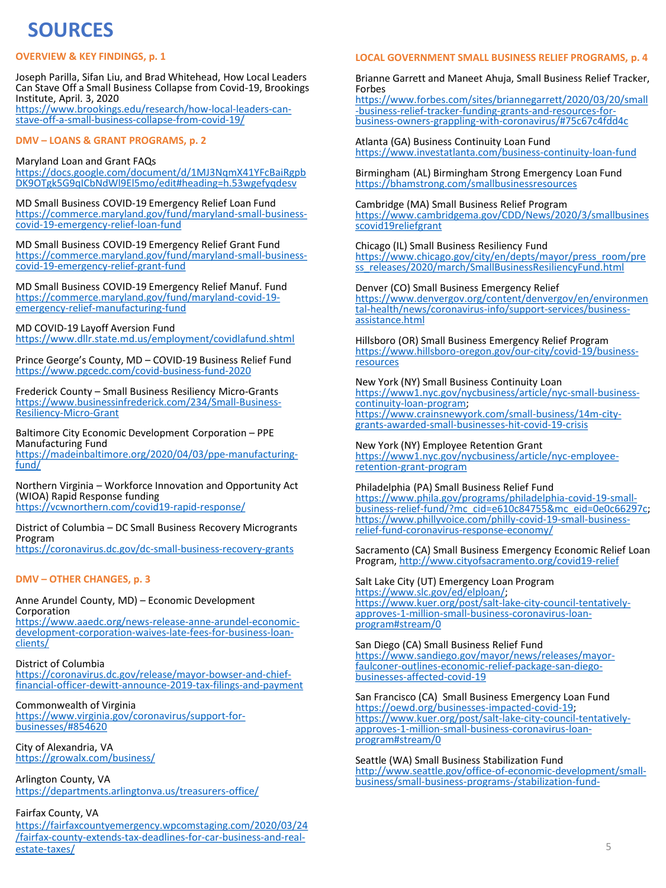# SOURCES

## OVERVIEW & KEY FINDINGS, p. 1

Joseph Parilla, Sifan Liu, and Brad Whitehead, How Local Leaders Can Stave Off a Small Business Collapse from Covid-19, Brookings Institute, April. 3, 2020
https://www.brookings.edu/research/how-local-leaders-can-stave-off-a-small-business-collapse-from-covid-19/

## DMV – LOANS & GRANT PROGRAMS, p. 2

Maryland Loan and Grant FAQs
https://docs.google.com/document/d/1MJ3NqmX41YFcBaiRgpbDK9OTgk5G9qICbNdWl9El5mo/edit#heading=h.53wgefyqdesv

MD Small Business COVID-19 Emergency Relief Loan Fund
https://commerce.maryland.gov/fund/maryland-small-business-covid-19-emergency-relief-loan-fund

MD Small Business COVID-19 Emergency Relief Grant Fund
https://commerce.maryland.gov/fund/maryland-small-business-covid-19-emergency-relief-grant-fund

MD Small Business COVID-19 Emergency Relief Manuf. Fund
https://commerce.maryland.gov/fund/maryland-covid-19-emergency-relief-manufacturing-fund

MD COVID-19 Layoff Aversion Fund
https://www.dllr.state.md.us/employment/covidlafund.shtml

Prince George's County, MD – COVID-19 Business Relief Fund
https://www.pgcedc.com/covid-business-fund-2020

Frederick County – Small Business Resiliency Micro-Grants
https://www.businessinfrederick.com/234/Small-Business-Resiliency-Micro-Grant

Baltimore City Economic Development Corporation – PPE Manufacturing Fund
https://madeinbaltimore.org/2020/04/03/ppe-manufacturing-fund/

Northern Virginia – Workforce Innovation and Opportunity Act (WIOA) Rapid Response funding
https://vcwnorthern.com/covid19-rapid-response/

District of Columbia – DC Small Business Recovery Microgrants Program
https://coronavirus.dc.gov/dc-small-business-recovery-grants

## DMV – OTHER CHANGES, p. 3

Anne Arundel County, MD) – Economic Development Corporation
https://www.aaedc.org/news-release-anne-arundel-economic-development-corporation-waives-late-fees-for-business-loan-clients/

District of Columbia
https://coronavirus.dc.gov/release/mayor-bowser-and-chief-financial-officer-dewitt-announce-2019-tax-filings-and-payment

Commonwealth of Virginia
https://www.virginia.gov/coronavirus/support-for-businesses/#854620

City of Alexandria, VA
https://growalx.com/business/

Arlington County, VA
https://departments.arlingtonva.us/treasurers-office/

Fairfax County, VA
https://fairfaxcountyemergency.wpcomstaging.com/2020/03/24/fairfax-county-extends-tax-deadlines-for-car-business-and-real-estate-taxes/

## LOCAL GOVERNMENT SMALL BUSINESS RELIEF PROGRAMS, p. 4

Brianne Garrett and Maneet Ahuja, Small Business Relief Tracker, Forbes
https://www.forbes.com/sites/briannegarrett/2020/03/20/small-business-relief-tracker-funding-grants-and-resources-for-business-owners-grappling-with-coronavirus/#75c67c4fdd4c

Atlanta (GA) Business Continuity Loan Fund
https://www.investatlanta.com/business-continuity-loan-fund

Birmingham (AL) Birmingham Strong Emergency Loan Fund
https://bhamstrong.com/smallbusinessresources

Cambridge (MA) Small Business Relief Program
https://www.cambridgema.gov/CDD/News/2020/3/smallbusinesscovid19reliefgrant

Chicago (IL) Small Business Resiliency Fund
https://www.chicago.gov/city/en/depts/mayor/press_room/press_releases/2020/march/SmallBusinessResiliencyFund.html

Denver (CO) Small Business Emergency Relief
https://www.denvergov.org/content/denvergov/en/environmental-health/news/coronavirus-info/support-services/business-assistance.html

Hillsboro (OR) Small Business Emergency Relief Program
https://www.hillsboro-oregon.gov/our-city/covid-19/business-resources

New York (NY) Small Business Continuity Loan
https://www1.nyc.gov/nycbusiness/article/nyc-small-business-continuity-loan-program;
https://www.crainsnewyork.com/small-business/14m-city-grants-awarded-small-businesses-hit-covid-19-crisis

New York (NY) Employee Retention Grant
https://www1.nyc.gov/nycbusiness/article/nyc-employee-retention-grant-program

Philadelphia (PA) Small Business Relief Fund
https://www.phila.gov/programs/philadelphia-covid-19-small-business-relief-fund/?mc_cid=e610c84755&mc_eid=0e0c66297c;
https://www.phillyvoice.com/philly-covid-19-small-business-relief-fund-coronavirus-response-economy/

Sacramento (CA) Small Business Emergency Economic Relief Loan Program, http://www.cityofsacramento.org/covid19-relief

Salt Lake City (UT) Emergency Loan Program
https://www.slc.gov/ed/elploan/;
https://www.kuer.org/post/salt-lake-city-council-tentatively-approves-1-million-small-business-coronavirus-loan-program#stream/0

San Diego (CA) Small Business Relief Fund
https://www.sandiego.gov/mayor/news/releases/mayor-faulconer-outlines-economic-relief-package-san-diego-businesses-affected-covid-19

San Francisco (CA) Small Business Emergency Loan Fund
https://oewd.org/businesses-impacted-covid-19;
https://www.kuer.org/post/salt-lake-city-council-tentatively-approves-1-million-small-business-coronavirus-loan-program#stream/0

Seattle (WA) Small Business Stabilization Fund
http://www.seattle.gov/office-of-economic-development/small-business/small-business-programs-/stabilization-fund-